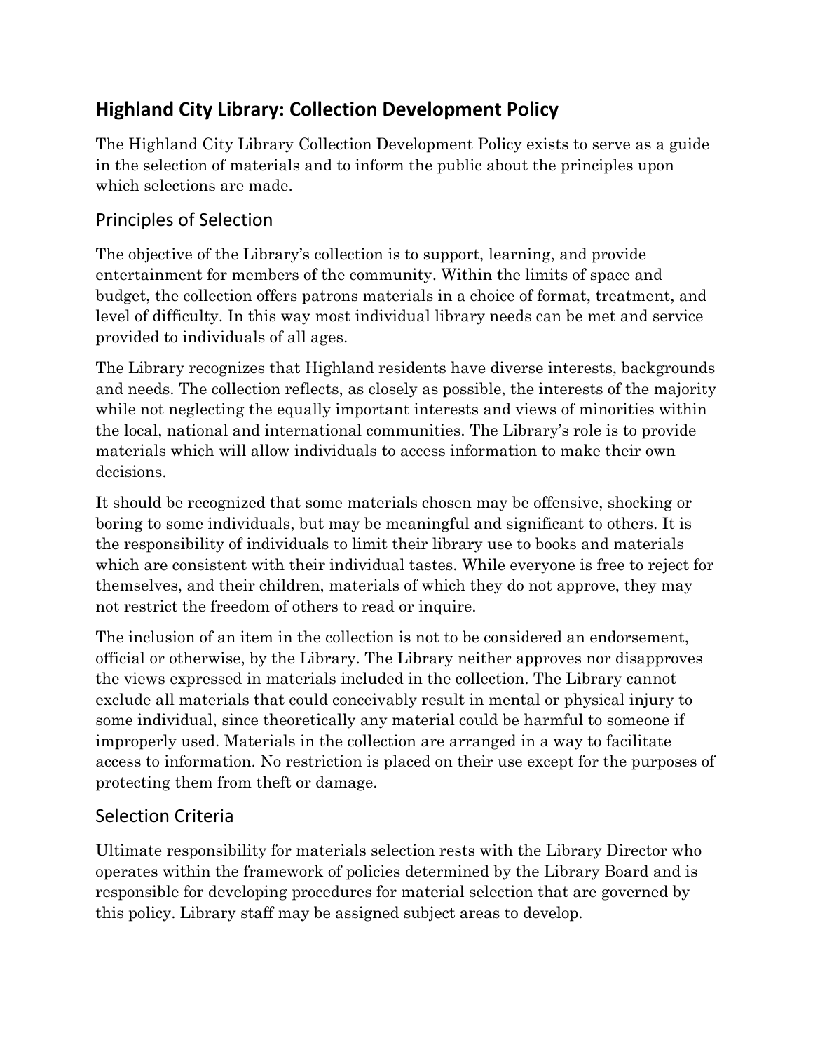## Highland City Library: Collection Development Policy

The Highland City Library Collection Development Policy exists to serve as a guide in the selection of materials and to inform the public about the principles upon which selections are made.

### Principles of Selection

The objective of the Library's collection is to support, learning, and provide entertainment for members of the community. Within the limits of space and budget, the collection offers patrons materials in a choice of format, treatment, and level of difficulty. In this way most individual library needs can be met and service provided to individuals of all ages.

The Library recognizes that Highland residents have diverse interests, backgrounds and needs. The collection reflects, as closely as possible, the interests of the majority while not neglecting the equally important interests and views of minorities within the local, national and international communities. The Library's role is to provide materials which will allow individuals to access information to make their own decisions.

It should be recognized that some materials chosen may be offensive, shocking or boring to some individuals, but may be meaningful and significant to others. It is the responsibility of individuals to limit their library use to books and materials which are consistent with their individual tastes. While everyone is free to reject for themselves, and their children, materials of which they do not approve, they may not restrict the freedom of others to read or inquire.

The inclusion of an item in the collection is not to be considered an endorsement, official or otherwise, by the Library. The Library neither approves nor disapproves the views expressed in materials included in the collection. The Library cannot exclude all materials that could conceivably result in mental or physical injury to some individual, since theoretically any material could be harmful to someone if improperly used. Materials in the collection are arranged in a way to facilitate access to information. No restriction is placed on their use except for the purposes of protecting them from theft or damage.

### Selection Criteria

Ultimate responsibility for materials selection rests with the Library Director who operates within the framework of policies determined by the Library Board and is responsible for developing procedures for material selection that are governed by this policy. Library staff may be assigned subject areas to develop.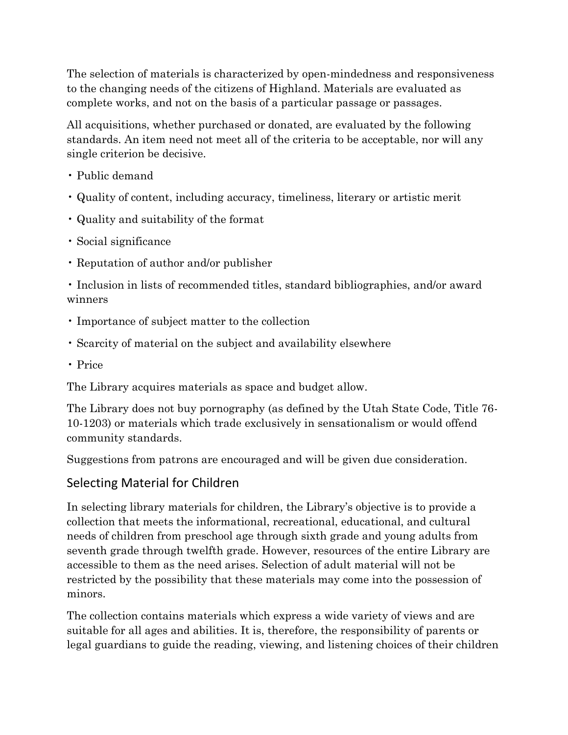The selection of materials is characterized by open-mindedness and responsiveness to the changing needs of the citizens of Highland. Materials are evaluated as complete works, and not on the basis of a particular passage or passages.

All acquisitions, whether purchased or donated, are evaluated by the following standards. An item need not meet all of the criteria to be acceptable, nor will any single criterion be decisive.

- Public demand
- Quality of content, including accuracy, timeliness, literary or artistic merit
- Quality and suitability of the format
- Social significance
- Reputation of author and/or publisher
- Inclusion in lists of recommended titles, standard bibliographies, and/or award winners
- Importance of subject matter to the collection
- Scarcity of material on the subject and availability elsewhere
- Price

The Library acquires materials as space and budget allow.

The Library does not buy pornography (as defined by the Utah State Code, Title 76-10-1203) or materials which trade exclusively in sensationalism or would offend community standards.

Suggestions from patrons are encouraged and will be given due consideration.

## Selecting Material for Children

In selecting library materials for children, the Library's objective is to provide a collection that meets the informational, recreational, educational, and cultural needs of children from preschool age through sixth grade and young adults from seventh grade through twelfth grade. However, resources of the entire Library are accessible to them as the need arises. Selection of adult material will not be restricted by the possibility that these materials may come into the possession of minors.

The collection contains materials which express a wide variety of views and are suitable for all ages and abilities. It is, therefore, the responsibility of parents or legal guardians to guide the reading, viewing, and listening choices of their children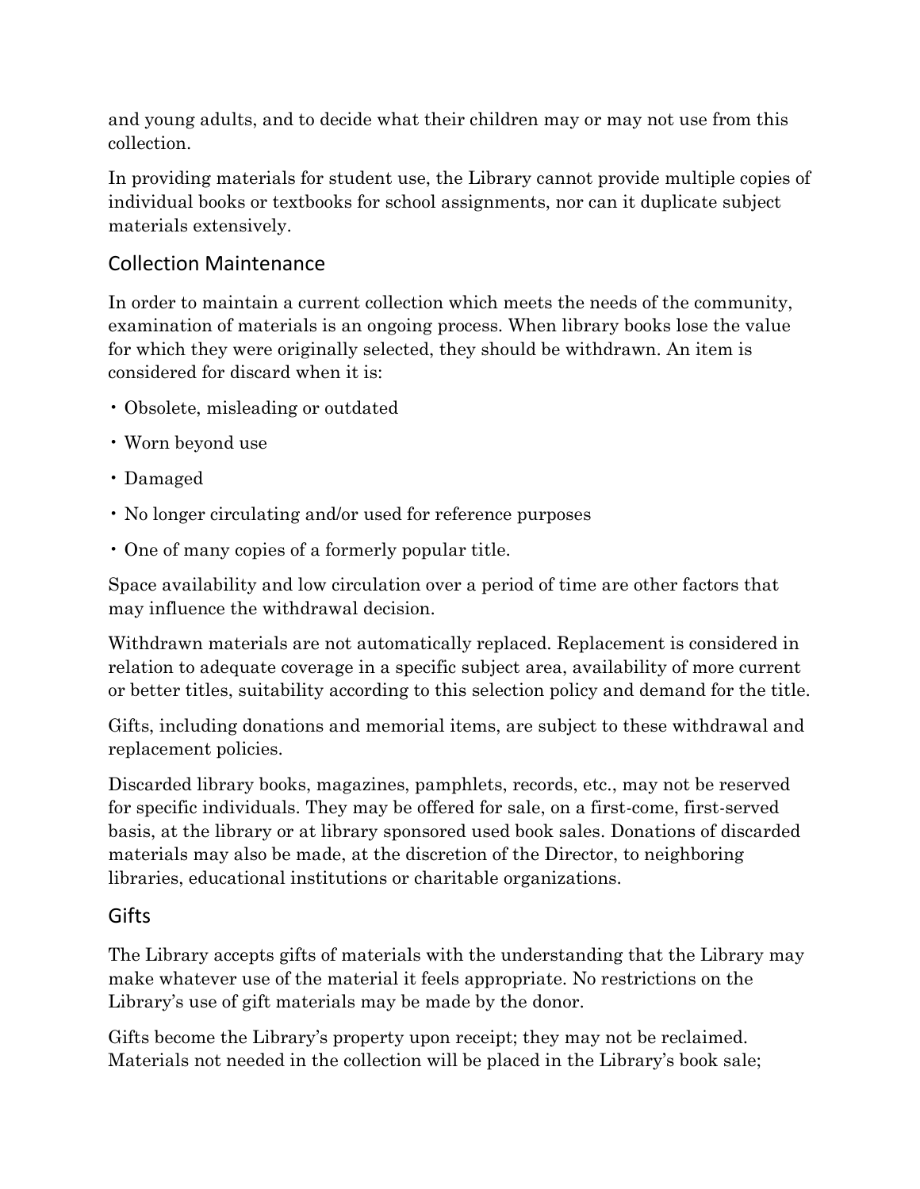and young adults, and to decide what their children may or may not use from this collection.

In providing materials for student use, the Library cannot provide multiple copies of individual books or textbooks for school assignments, nor can it duplicate subject materials extensively.

## Collection Maintenance

In order to maintain a current collection which meets the needs of the community, examination of materials is an ongoing process. When library books lose the value for which they were originally selected, they should be withdrawn. An item is considered for discard when it is:

- Obsolete, misleading or outdated
- Worn beyond use
- Damaged
- No longer circulating and/or used for reference purposes
- One of many copies of a formerly popular title.

Space availability and low circulation over a period of time are other factors that may influence the withdrawal decision.

Withdrawn materials are not automatically replaced. Replacement is considered in relation to adequate coverage in a specific subject area, availability of more current or better titles, suitability according to this selection policy and demand for the title.

Gifts, including donations and memorial items, are subject to these withdrawal and replacement policies.

Discarded library books, magazines, pamphlets, records, etc., may not be reserved for specific individuals. They may be offered for sale, on a first-come, first-served basis, at the library or at library sponsored used book sales. Donations of discarded materials may also be made, at the discretion of the Director, to neighboring libraries, educational institutions or charitable organizations.

## Gifts

The Library accepts gifts of materials with the understanding that the Library may make whatever use of the material it feels appropriate. No restrictions on the Library's use of gift materials may be made by the donor.

Gifts become the Library's property upon receipt; they may not be reclaimed. Materials not needed in the collection will be placed in the Library's book sale;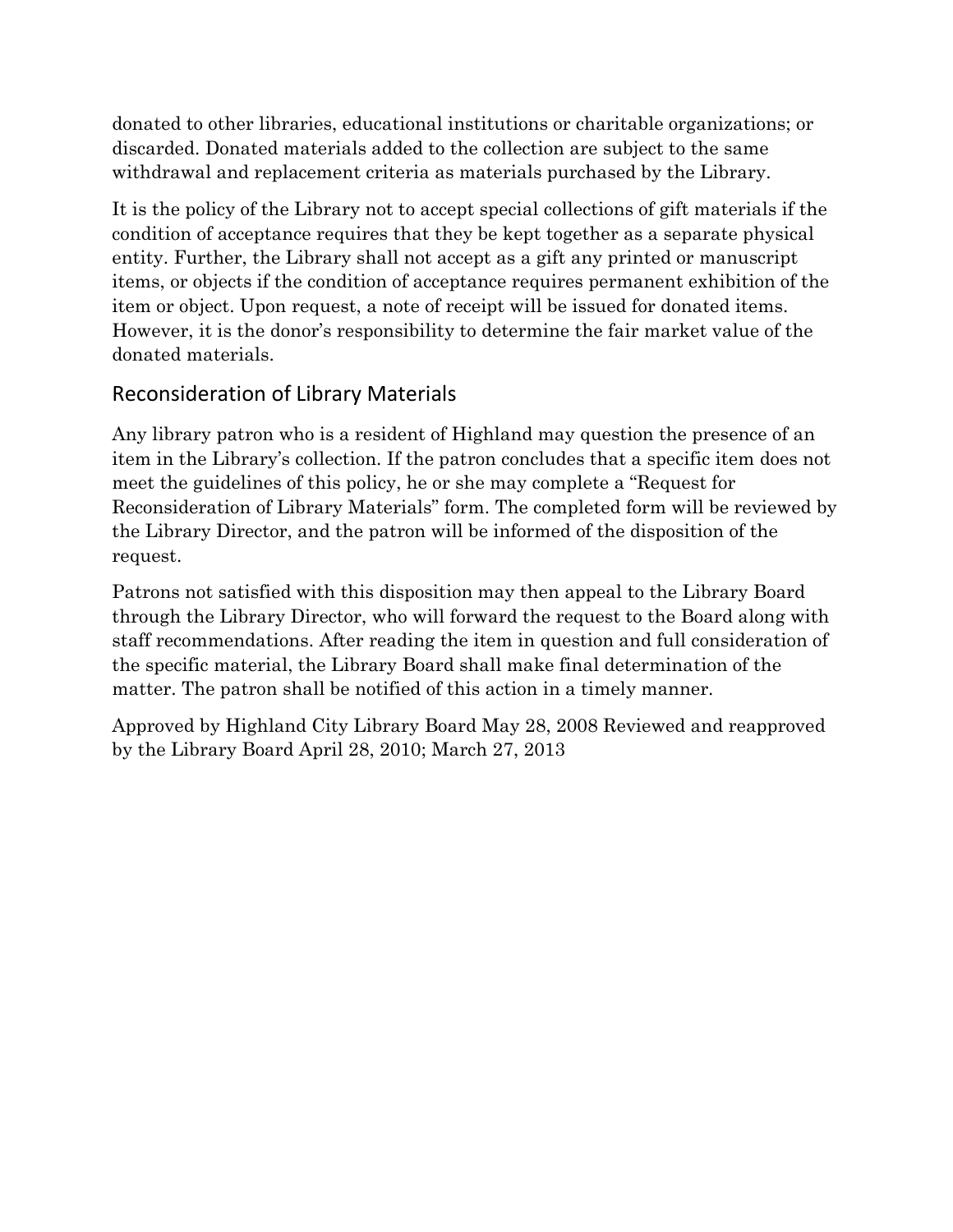donated to other libraries, educational institutions or charitable organizations; or discarded. Donated materials added to the collection are subject to the same withdrawal and replacement criteria as materials purchased by the Library.

It is the policy of the Library not to accept special collections of gift materials if the condition of acceptance requires that they be kept together as a separate physical entity. Further, the Library shall not accept as a gift any printed or manuscript items, or objects if the condition of acceptance requires permanent exhibition of the item or object. Upon request, a note of receipt will be issued for donated items. However, it is the donor's responsibility to determine the fair market value of the donated materials.

## Reconsideration of Library Materials

Any library patron who is a resident of Highland may question the presence of an item in the Library's collection. If the patron concludes that a specific item does not meet the guidelines of this policy, he or she may complete a "Request for Reconsideration of Library Materials" form. The completed form will be reviewed by the Library Director, and the patron will be informed of the disposition of the request.

Patrons not satisfied with this disposition may then appeal to the Library Board through the Library Director, who will forward the request to the Board along with staff recommendations. After reading the item in question and full consideration of the specific material, the Library Board shall make final determination of the matter. The patron shall be notified of this action in a timely manner.

Approved by Highland City Library Board May 28, 2008 Reviewed and reapproved by the Library Board April 28, 2010; March 27, 2013